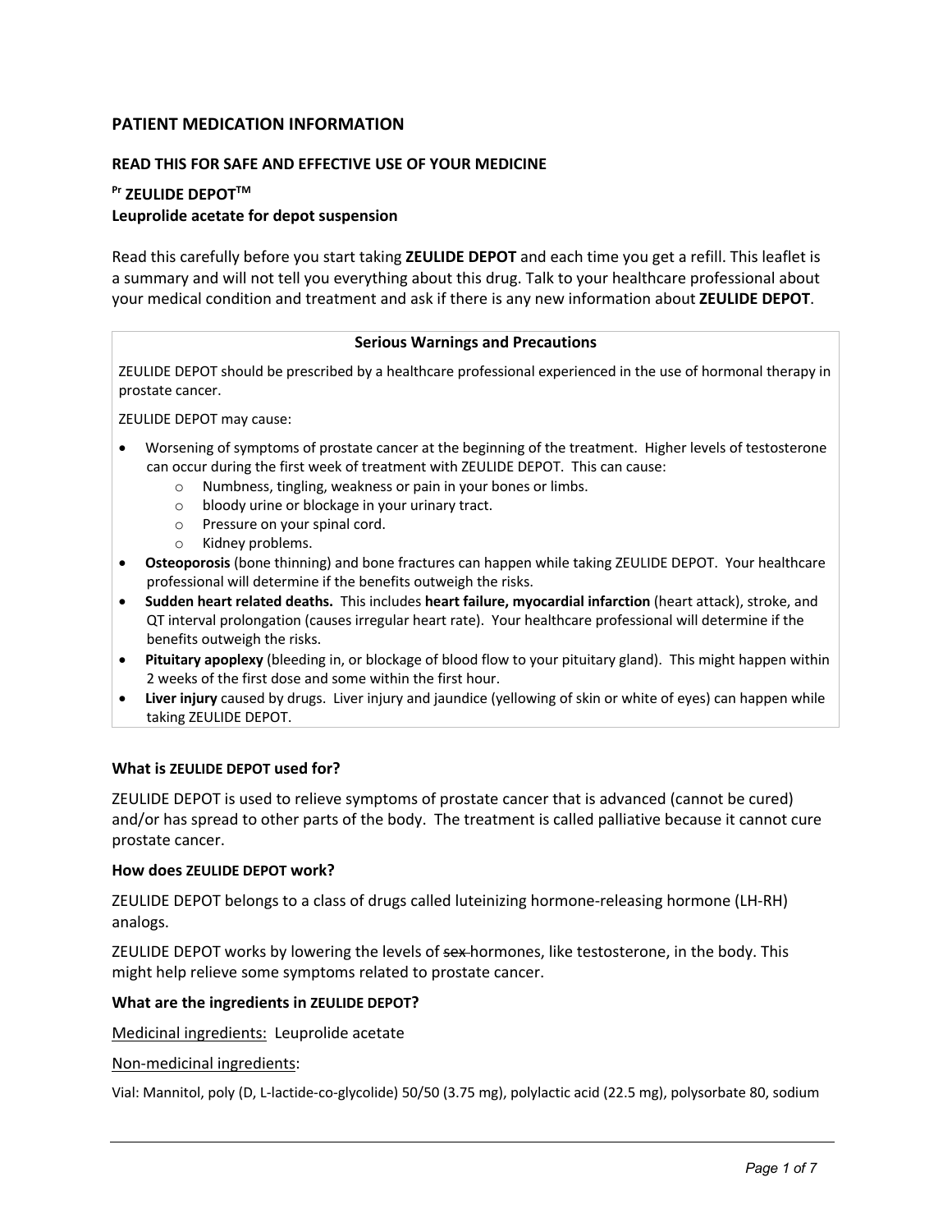# PATIENT MEDICATION INFORMATION

## READ THIS FOR SAFE AND EFFECTIVE USE OF YOUR MEDICINE

**Pr ZEULIDE DEPOT™**
**Leuprolide acetate for depot suspension**

Read this carefully before you start taking **ZEULIDE DEPOT** and each time you get a refill. This leaflet is a summary and will not tell you everything about this drug. Talk to your healthcare professional about your medical condition and treatment and ask if there is any new information about **ZEULIDE DEPOT**.

| **Serious Warnings and Precautions** |
|---|
| ZEULIDE DEPOT should be prescribed by a healthcare professional experienced in the use of hormonal therapy in prostate cancer.<br><br>ZEULIDE DEPOT may cause:<br><br>• Worsening of symptoms of prostate cancer at the beginning of the treatment. Higher levels of testosterone can occur during the first week of treatment with ZEULIDE DEPOT. This can cause:<br>&nbsp;&nbsp;&nbsp;&nbsp;o Numbness, tingling, weakness or pain in your bones or limbs.<br>&nbsp;&nbsp;&nbsp;&nbsp;o bloody urine or blockage in your urinary tract.<br>&nbsp;&nbsp;&nbsp;&nbsp;o Pressure on your spinal cord.<br>&nbsp;&nbsp;&nbsp;&nbsp;o Kidney problems.<br>• **Osteoporosis** (bone thinning) and bone fractures can happen while taking ZEULIDE DEPOT. Your healthcare professional will determine if the benefits outweigh the risks.<br>• **Sudden heart related deaths.** This includes **heart failure, myocardial infarction** (heart attack), stroke, and QT interval prolongation (causes irregular heart rate). Your healthcare professional will determine if the benefits outweigh the risks.<br>• **Pituitary apoplexy** (bleeding in, or blockage of blood flow to your pituitary gland). This might happen within 2 weeks of the first dose and some within the first hour.<br>• **Liver injury** caused by drugs. Liver injury and jaundice (yellowing of skin or white of eyes) can happen while taking ZEULIDE DEPOT. |

### What is ZEULIDE DEPOT used for?

ZEULIDE DEPOT is used to relieve symptoms of prostate cancer that is advanced (cannot be cured) and/or has spread to other parts of the body. The treatment is called palliative because it cannot cure prostate cancer.

### How does ZEULIDE DEPOT work?

ZEULIDE DEPOT belongs to a class of drugs called luteinizing hormone-releasing hormone (LH-RH) analogs.

ZEULIDE DEPOT works by lowering the levels of ~~sex~~ hormones, like testosterone, in the body. This might help relieve some symptoms related to prostate cancer.

### What are the ingredients in ZEULIDE DEPOT?

Medicinal ingredients: Leuprolide acetate

Non-medicinal ingredients:

Vial: Mannitol, poly (D, L-lactide-co-glycolide) 50/50 (3.75 mg), polylactic acid (22.5 mg), polysorbate 80, sodium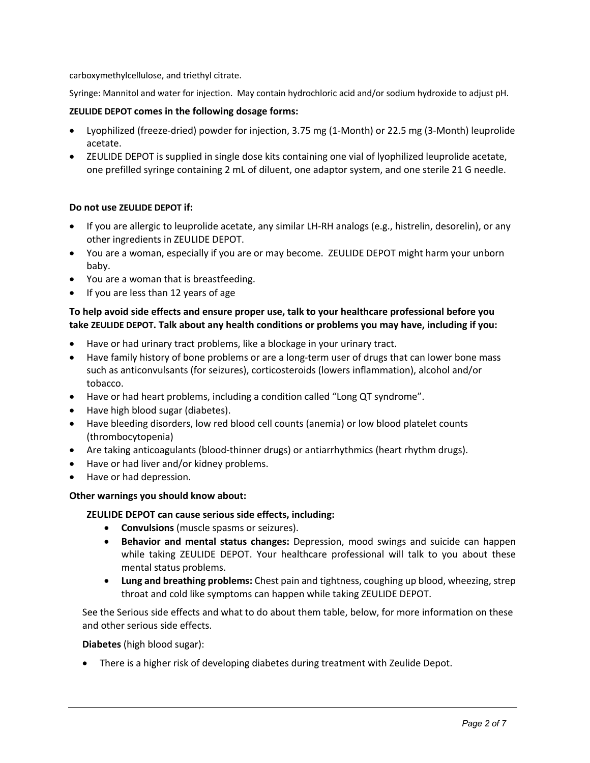carboxymethylcellulose, and triethyl citrate.

Syringe: Mannitol and water for injection. May contain hydrochloric acid and/or sodium hydroxide to adjust pH.

**ZEULIDE DEPOT comes in the following dosage forms:**

- Lyophilized (freeze-dried) powder for injection, 3.75 mg (1-Month) or 22.5 mg (3-Month) leuprolide acetate.
- ZEULIDE DEPOT is supplied in single dose kits containing one vial of lyophilized leuprolide acetate, one prefilled syringe containing 2 mL of diluent, one adaptor system, and one sterile 21 G needle.

**Do not use ZEULIDE DEPOT if:**

- If you are allergic to leuprolide acetate, any similar LH-RH analogs (e.g., histrelin, desorelin), or any other ingredients in ZEULIDE DEPOT.
- You are a woman, especially if you are or may become. ZEULIDE DEPOT might harm your unborn baby.
- You are a woman that is breastfeeding.
- If you are less than 12 years of age

**To help avoid side effects and ensure proper use, talk to your healthcare professional before you take ZEULIDE DEPOT. Talk about any health conditions or problems you may have, including if you:**

- Have or had urinary tract problems, like a blockage in your urinary tract.
- Have family history of bone problems or are a long-term user of drugs that can lower bone mass such as anticonvulsants (for seizures), corticosteroids (lowers inflammation), alcohol and/or tobacco.
- Have or had heart problems, including a condition called "Long QT syndrome".
- Have high blood sugar (diabetes).
- Have bleeding disorders, low red blood cell counts (anemia) or low blood platelet counts (thrombocytopenia)
- Are taking anticoagulants (blood-thinner drugs) or antiarrhythmics (heart rhythm drugs).
- Have or had liver and/or kidney problems.
- Have or had depression.

**Other warnings you should know about:**

**ZEULIDE DEPOT can cause serious side effects, including:**

- **Convulsions** (muscle spasms or seizures).
- **Behavior and mental status changes:** Depression, mood swings and suicide can happen while taking ZEULIDE DEPOT. Your healthcare professional will talk to you about these mental status problems.
- **Lung and breathing problems:** Chest pain and tightness, coughing up blood, wheezing, strep throat and cold like symptoms can happen while taking ZEULIDE DEPOT.

See the Serious side effects and what to do about them table, below, for more information on these and other serious side effects.

**Diabetes** (high blood sugar):

- There is a higher risk of developing diabetes during treatment with Zeulide Depot.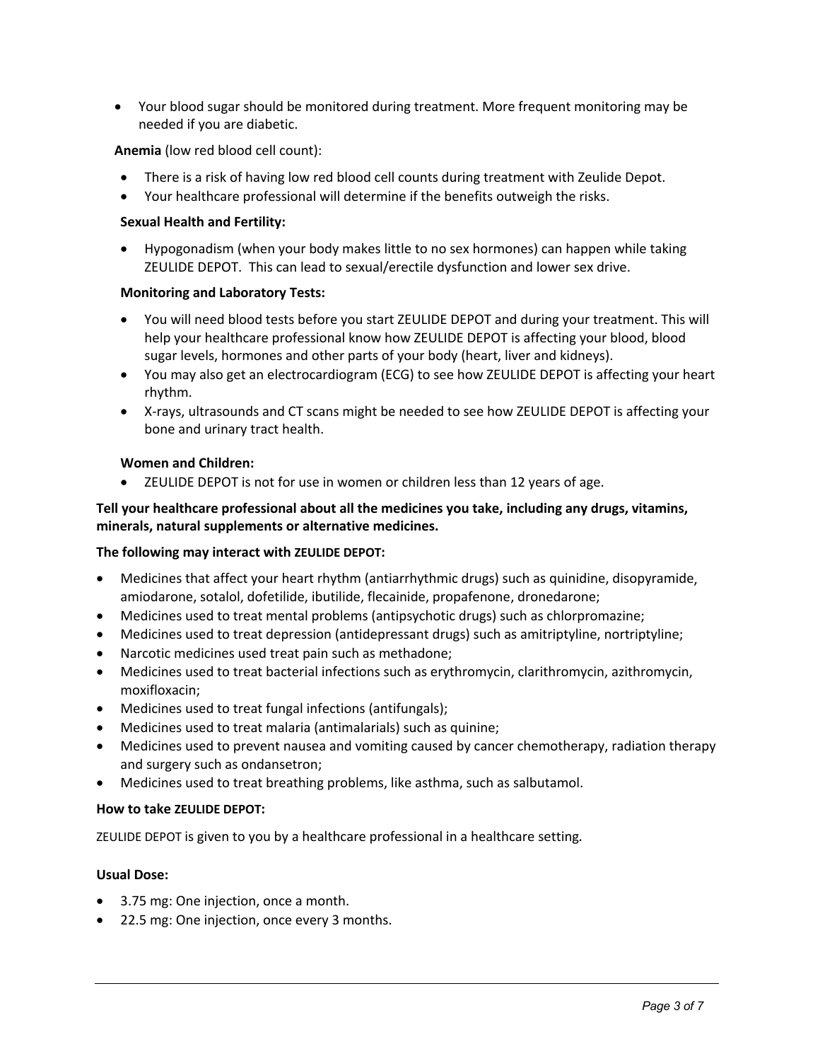- Your blood sugar should be monitored during treatment. More frequent monitoring may be needed if you are diabetic.

**Anemia** (low red blood cell count):

- There is a risk of having low red blood cell counts during treatment with Zeulide Depot.
- Your healthcare professional will determine if the benefits outweigh the risks.

**Sexual Health and Fertility:**

- Hypogonadism (when your body makes little to no sex hormones) can happen while taking ZEULIDE DEPOT. This can lead to sexual/erectile dysfunction and lower sex drive.

**Monitoring and Laboratory Tests:**

- You will need blood tests before you start ZEULIDE DEPOT and during your treatment. This will help your healthcare professional know how ZEULIDE DEPOT is affecting your blood, blood sugar levels, hormones and other parts of your body (heart, liver and kidneys).
- You may also get an electrocardiogram (ECG) to see how ZEULIDE DEPOT is affecting your heart rhythm.
- X-rays, ultrasounds and CT scans might be needed to see how ZEULIDE DEPOT is affecting your bone and urinary tract health.

**Women and Children:**

- ZEULIDE DEPOT is not for use in women or children less than 12 years of age.

**Tell your healthcare professional about all the medicines you take, including any drugs, vitamins, minerals, natural supplements or alternative medicines.**

**The following may interact with ZEULIDE DEPOT:**

- Medicines that affect your heart rhythm (antiarrhythmic drugs) such as quinidine, disopyramide, amiodarone, sotalol, dofetilide, ibutilide, flecainide, propafenone, dronedarone;
- Medicines used to treat mental problems (antipsychotic drugs) such as chlorpromazine;
- Medicines used to treat depression (antidepressant drugs) such as amitriptyline, nortriptyline;
- Narcotic medicines used treat pain such as methadone;
- Medicines used to treat bacterial infections such as erythromycin, clarithromycin, azithromycin, moxifloxacin;
- Medicines used to treat fungal infections (antifungals);
- Medicines used to treat malaria (antimalarials) such as quinine;
- Medicines used to prevent nausea and vomiting caused by cancer chemotherapy, radiation therapy and surgery such as ondansetron;
- Medicines used to treat breathing problems, like asthma, such as salbutamol.

**How to take ZEULIDE DEPOT:**

ZEULIDE DEPOT is given to you by a healthcare professional in a healthcare setting.

**Usual Dose:**

- 3.75 mg: One injection, once a month.
- 22.5 mg: One injection, once every 3 months.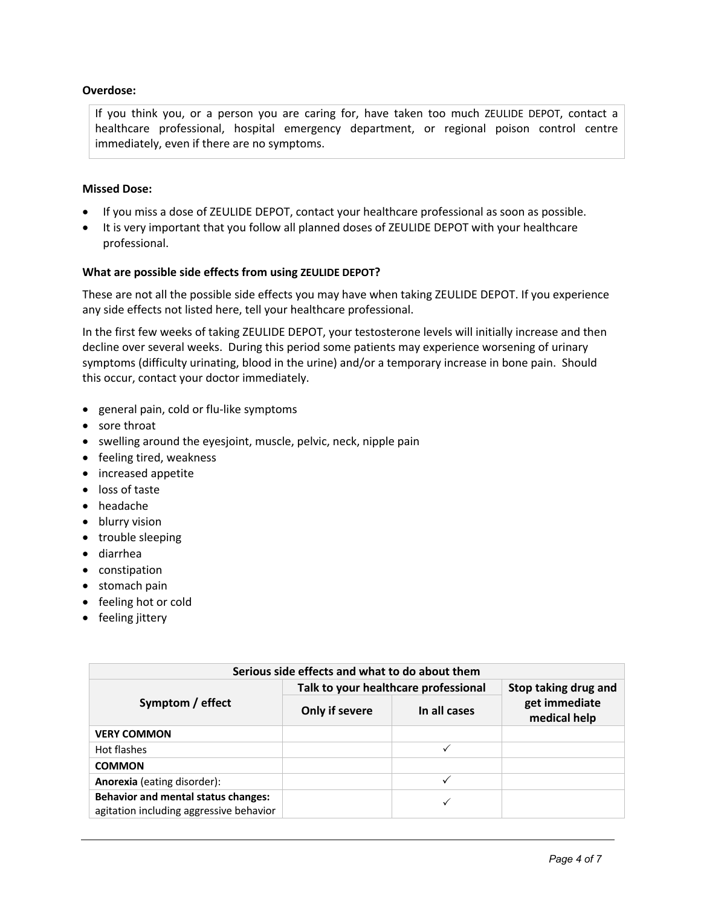**Overdose:**

> If you think you, or a person you are caring for, have taken too much ZEULIDE DEPOT, contact a healthcare professional, hospital emergency department, or regional poison control centre immediately, even if there are no symptoms.

**Missed Dose:**

- If you miss a dose of ZEULIDE DEPOT, contact your healthcare professional as soon as possible.
- It is very important that you follow all planned doses of ZEULIDE DEPOT with your healthcare professional.

**What are possible side effects from using ZEULIDE DEPOT?**

These are not all the possible side effects you may have when taking ZEULIDE DEPOT. If you experience any side effects not listed here, tell your healthcare professional.

In the first few weeks of taking ZEULIDE DEPOT, your testosterone levels will initially increase and then decline over several weeks. During this period some patients may experience worsening of urinary symptoms (difficulty urinating, blood in the urine) and/or a temporary increase in bone pain. Should this occur, contact your doctor immediately.

- general pain, cold or flu-like symptoms
- sore throat
- swelling around the eyesjoint, muscle, pelvic, neck, nipple pain
- feeling tired, weakness
- increased appetite
- loss of taste
- headache
- blurry vision
- trouble sleeping
- diarrhea
- constipation
- stomach pain
- feeling hot or cold
- feeling jittery

| Serious side effects and what to do about them | | | |
|---|---|---|---|
| **Symptom / effect** | **Talk to your healthcare professional** | | **Stop taking drug and get immediate medical help** |
| | **Only if severe** | **In all cases** | |
| **VERY COMMON** | | | |
| Hot flashes | | ✓ | |
| **COMMON** | | | |
| **Anorexia** (eating disorder): | | ✓ | |
| **Behavior and mental status changes:** agitation including aggressive behavior | | ✓ | |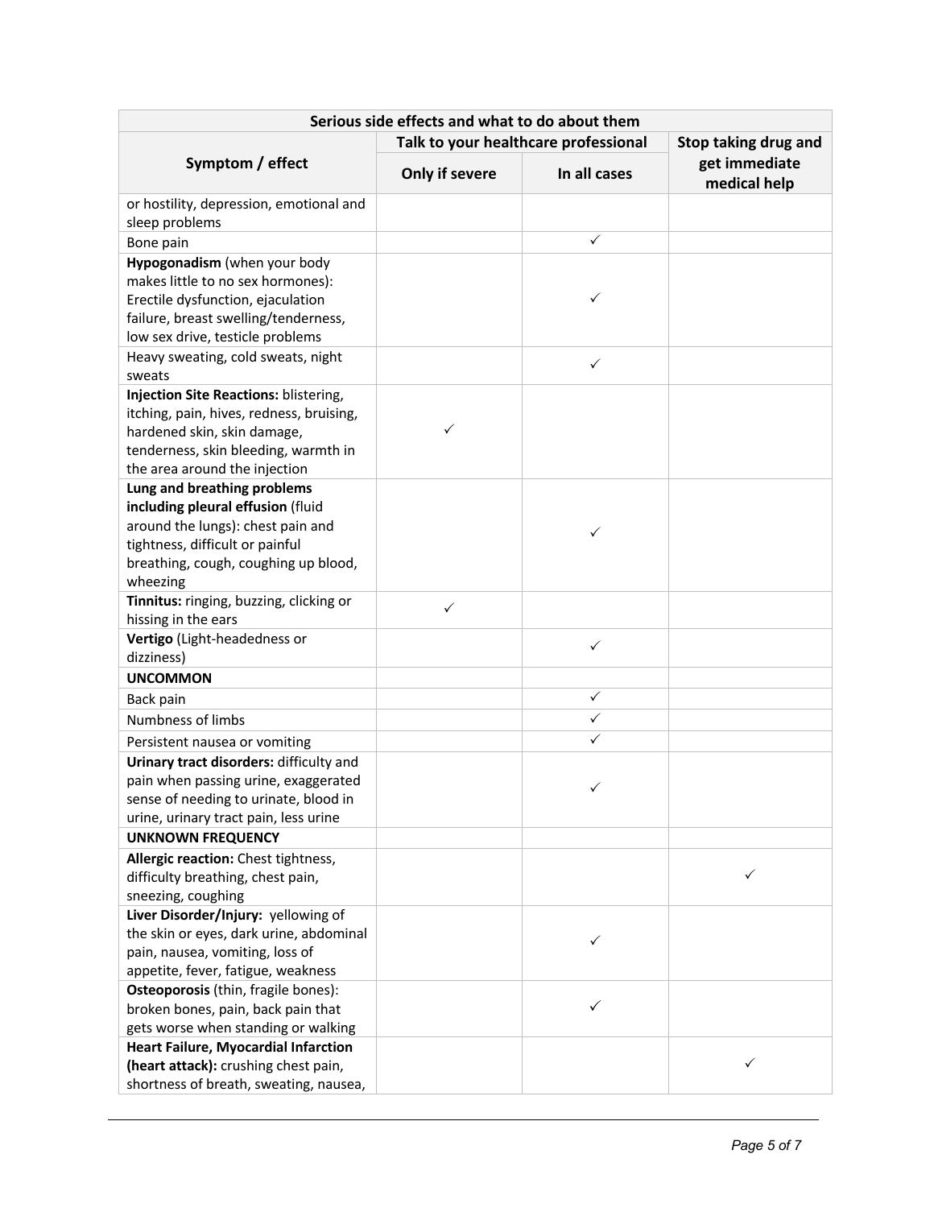| Serious side effects and what to do about them | | | |
|---|---|---|---|
| Symptom / effect | Talk to your healthcare professional | | Stop taking drug and get immediate medical help |
| | Only if severe | In all cases | |
| or hostility, depression, emotional and sleep problems | | | |
| Bone pain | | ✓ | |
| **Hypogonadism** (when your body makes little to no sex hormones): Erectile dysfunction, ejaculation failure, breast swelling/tenderness, low sex drive, testicle problems | | ✓ | |
| Heavy sweating, cold sweats, night sweats | | ✓ | |
| **Injection Site Reactions:** blistering, itching, pain, hives, redness, bruising, hardened skin, skin damage, tenderness, skin bleeding, warmth in the area around the injection | ✓ | | |
| **Lung and breathing problems including pleural effusion** (fluid around the lungs): chest pain and tightness, difficult or painful breathing, cough, coughing up blood, wheezing | | ✓ | |
| **Tinnitus:** ringing, buzzing, clicking or hissing in the ears | ✓ | | |
| **Vertigo** (Light-headedness or dizziness) | | ✓ | |
| **UNCOMMON** | | | |
| Back pain | | ✓ | |
| Numbness of limbs | | ✓ | |
| Persistent nausea or vomiting | | ✓ | |
| **Urinary tract disorders:** difficulty and pain when passing urine, exaggerated sense of needing to urinate, blood in urine, urinary tract pain, less urine | | ✓ | |
| **UNKNOWN FREQUENCY** | | | |
| **Allergic reaction:** Chest tightness, difficulty breathing, chest pain, sneezing, coughing | | | ✓ |
| **Liver Disorder/Injury:** yellowing of the skin or eyes, dark urine, abdominal pain, nausea, vomiting, loss of appetite, fever, fatigue, weakness | | ✓ | |
| **Osteoporosis** (thin, fragile bones): broken bones, pain, back pain that gets worse when standing or walking | | ✓ | |
| **Heart Failure, Myocardial Infarction (heart attack):** crushing chest pain, shortness of breath, sweating, nausea, | | | ✓ |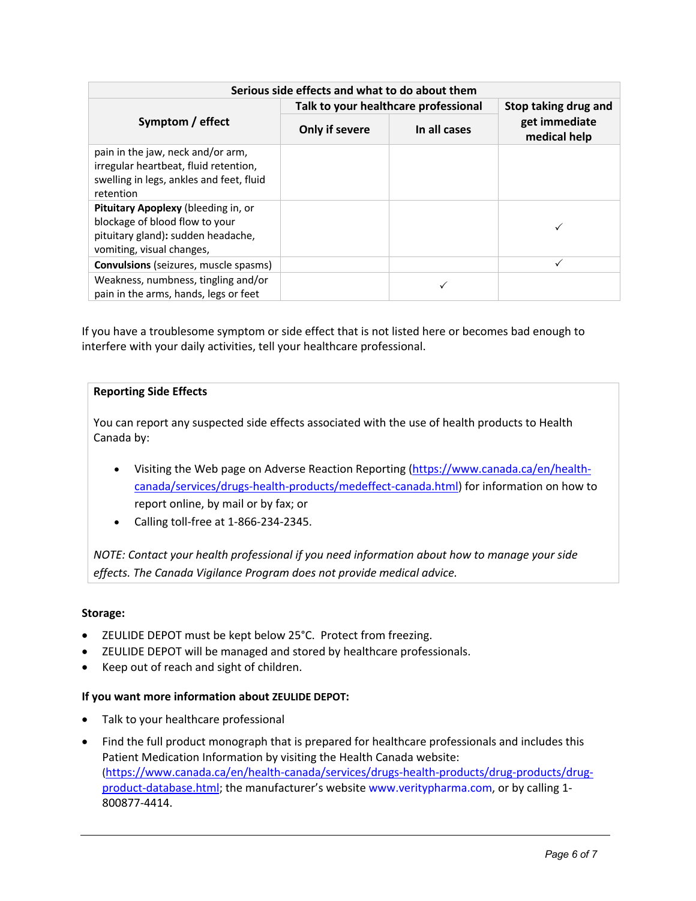| Serious side effects and what to do about them | | | |
|---|---|---|---|
| Symptom / effect | Talk to your healthcare professional | | Stop taking drug and get immediate medical help |
| | Only if severe | In all cases | |
| pain in the jaw, neck and/or arm, irregular heartbeat, fluid retention, swelling in legs, ankles and feet, fluid retention | | | |
| **Pituitary Apoplexy** (bleeding in, or blockage of blood flow to your pituitary gland)**:** sudden headache, vomiting, visual changes, | | | ✓ |
| **Convulsions** (seizures, muscle spasms) | | | ✓ |
| Weakness, numbness, tingling and/or pain in the arms, hands, legs or feet | | ✓ | |

If you have a troublesome symptom or side effect that is not listed here or becomes bad enough to interfere with your daily activities, tell your healthcare professional.

**Reporting Side Effects**

You can report any suspected side effects associated with the use of health products to Health Canada by:

- Visiting the Web page on Adverse Reaction Reporting (https://www.canada.ca/en/health-canada/services/drugs-health-products/medeffect-canada.html) for information on how to report online, by mail or by fax; or
- Calling toll-free at 1-866-234-2345.

*NOTE: Contact your health professional if you need information about how to manage your side effects. The Canada Vigilance Program does not provide medical advice.*

**Storage:**

- ZEULIDE DEPOT must be kept below 25°C. Protect from freezing.
- ZEULIDE DEPOT will be managed and stored by healthcare professionals.
- Keep out of reach and sight of children.

**If you want more information about ZEULIDE DEPOT:**

- Talk to your healthcare professional
- Find the full product monograph that is prepared for healthcare professionals and includes this Patient Medication Information by visiting the Health Canada website: (https://www.canada.ca/en/health-canada/services/drugs-health-products/drug-products/drug-product-database.html; the manufacturer's website www.veritypharma.com, or by calling 1-800877-4414.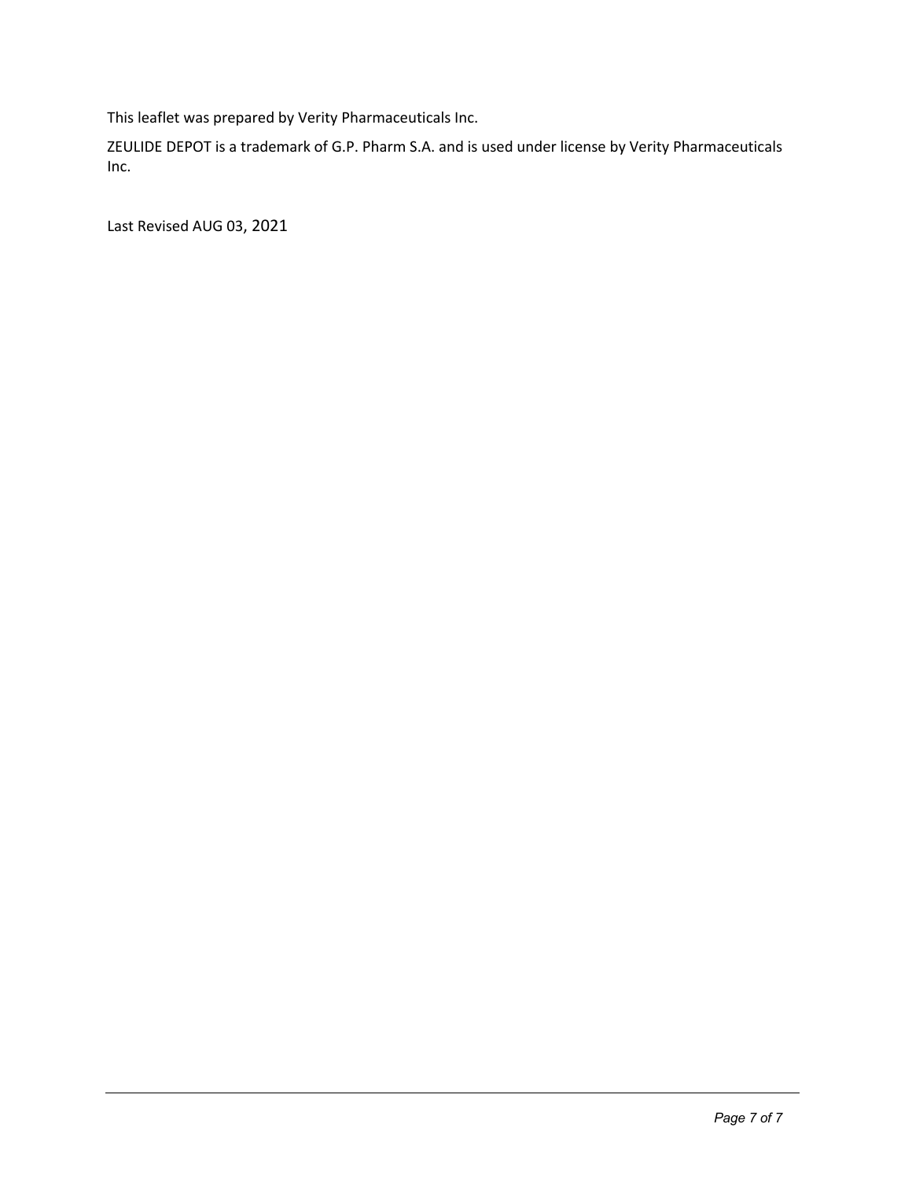This leaflet was prepared by Verity Pharmaceuticals Inc.

ZEULIDE DEPOT is a trademark of G.P. Pharm S.A. and is used under license by Verity Pharmaceuticals Inc.

Last Revised AUG 03, 2021